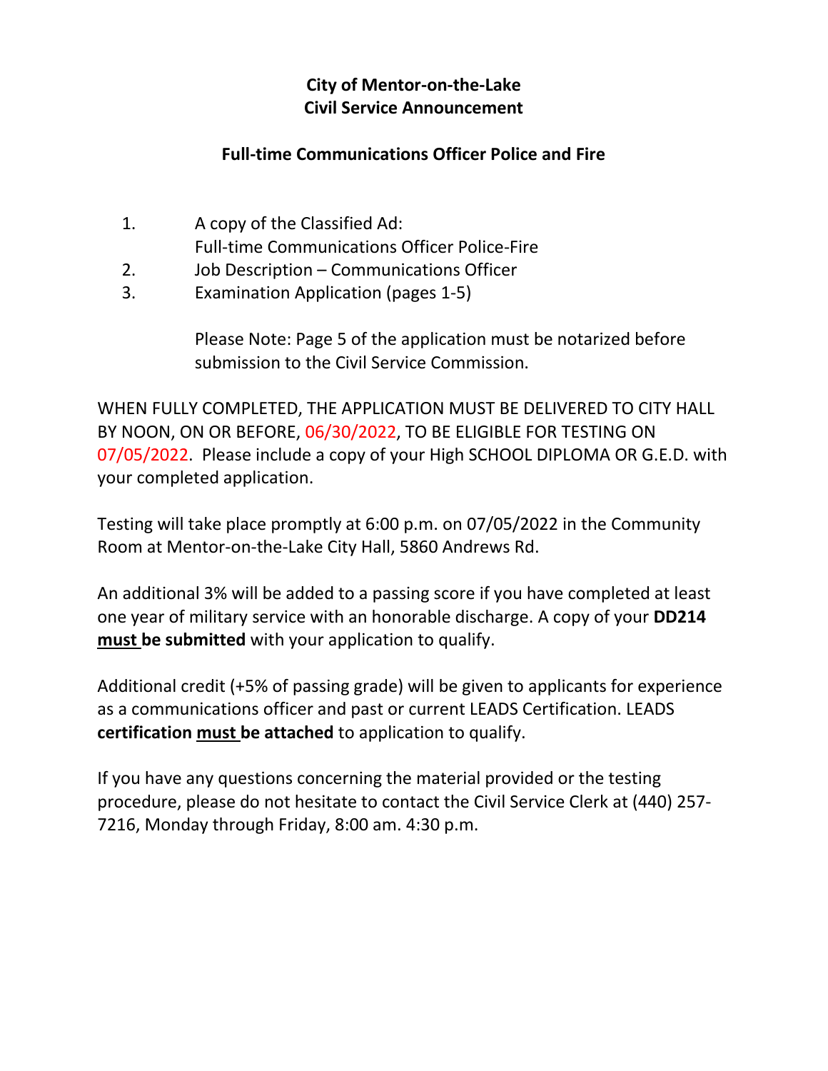**City of Mentor-on-the-Lake**
**Civil Service Announcement**

**Full-time Communications Officer Police and Fire**

1. A copy of the Classified Ad:
   Full-time Communications Officer Police-Fire
2. Job Description – Communications Officer
3. Examination Application (pages 1-5)

   Please Note: Page 5 of the application must be notarized before submission to the Civil Service Commission.

WHEN FULLY COMPLETED, THE APPLICATION MUST BE DELIVERED TO CITY HALL BY NOON, ON OR BEFORE, 06/30/2022, TO BE ELIGIBLE FOR TESTING ON 07/05/2022. Please include a copy of your High SCHOOL DIPLOMA OR G.E.D. with your completed application.

Testing will take place promptly at 6:00 p.m. on 07/05/2022 in the Community Room at Mentor-on-the-Lake City Hall, 5860 Andrews Rd.

An additional 3% will be added to a passing score if you have completed at least one year of military service with an honorable discharge. A copy of your **DD214 <u>must</u> be submitted** with your application to qualify.

Additional credit (+5% of passing grade) will be given to applicants for experience as a communications officer and past or current LEADS Certification. LEADS **certification <u>must</u> be attached** to application to qualify.

If you have any questions concerning the material provided or the testing procedure, please do not hesitate to contact the Civil Service Clerk at (440) 257-7216, Monday through Friday, 8:00 am. 4:30 p.m.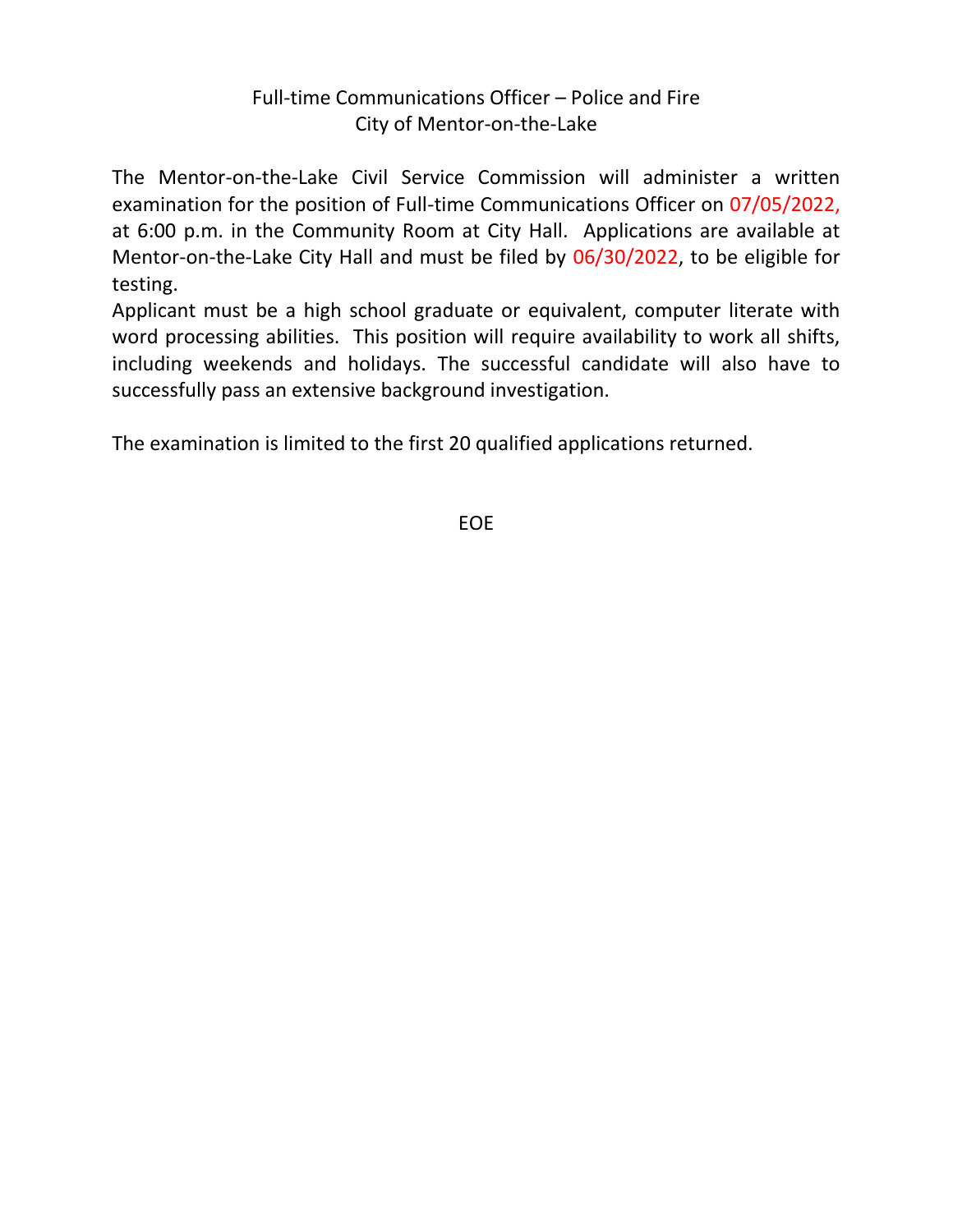# Full-time Communications Officer – Police and Fire
## City of Mentor-on-the-Lake

The Mentor-on-the-Lake Civil Service Commission will administer a written examination for the position of Full-time Communications Officer on 07/05/2022, at 6:00 p.m. in the Community Room at City Hall. Applications are available at Mentor-on-the-Lake City Hall and must be filed by 06/30/2022, to be eligible for testing.

Applicant must be a high school graduate or equivalent, computer literate with word processing abilities. This position will require availability to work all shifts, including weekends and holidays. The successful candidate will also have to successfully pass an extensive background investigation.

The examination is limited to the first 20 qualified applications returned.

EOE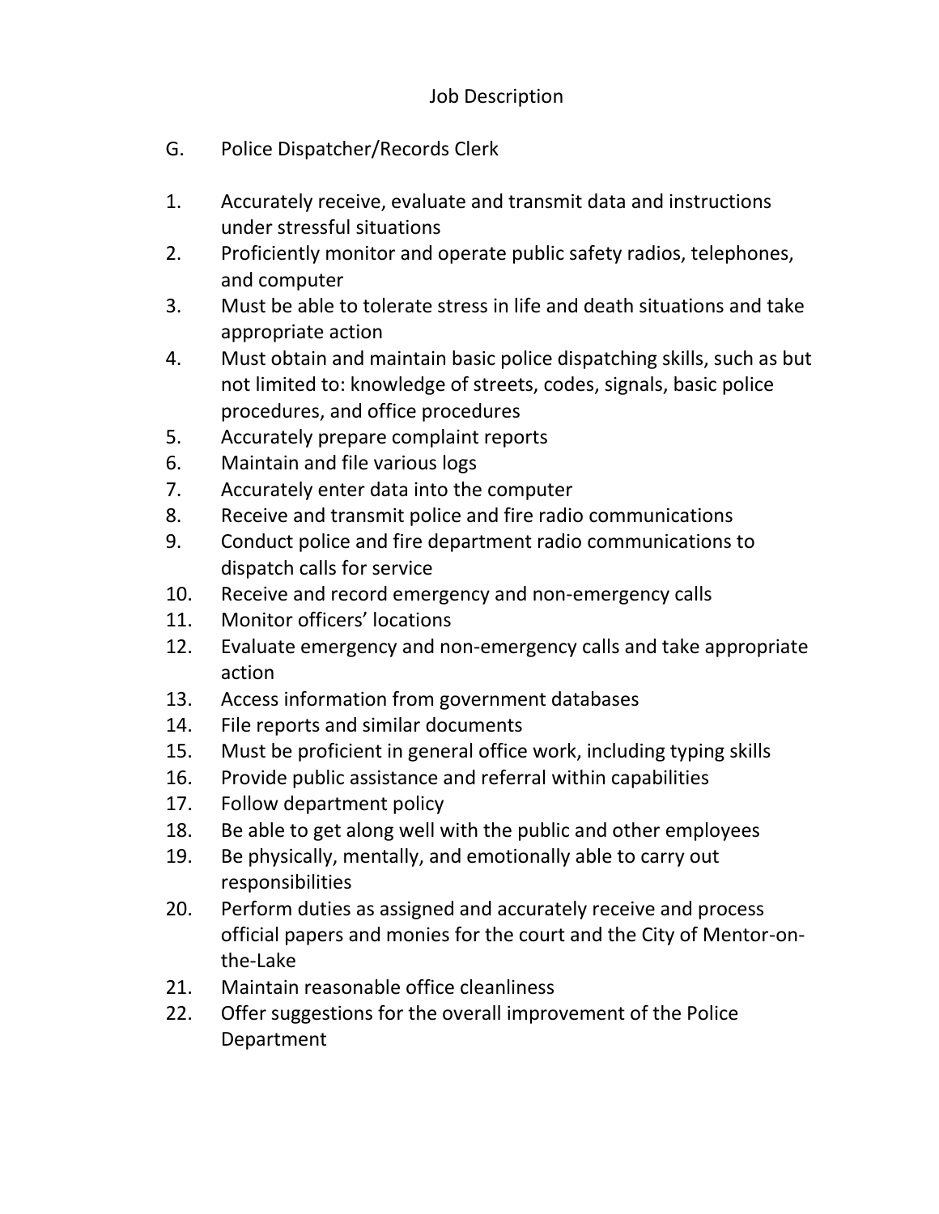# Job Description

## G. Police Dispatcher/Records Clerk

1. Accurately receive, evaluate and transmit data and instructions under stressful situations
2. Proficiently monitor and operate public safety radios, telephones, and computer
3. Must be able to tolerate stress in life and death situations and take appropriate action
4. Must obtain and maintain basic police dispatching skills, such as but not limited to: knowledge of streets, codes, signals, basic police procedures, and office procedures
5. Accurately prepare complaint reports
6. Maintain and file various logs
7. Accurately enter data into the computer
8. Receive and transmit police and fire radio communications
9. Conduct police and fire department radio communications to dispatch calls for service
10. Receive and record emergency and non-emergency calls
11. Monitor officers' locations
12. Evaluate emergency and non-emergency calls and take appropriate action
13. Access information from government databases
14. File reports and similar documents
15. Must be proficient in general office work, including typing skills
16. Provide public assistance and referral within capabilities
17. Follow department policy
18. Be able to get along well with the public and other employees
19. Be physically, mentally, and emotionally able to carry out responsibilities
20. Perform duties as assigned and accurately receive and process official papers and monies for the court and the City of Mentor-on-the-Lake
21. Maintain reasonable office cleanliness
22. Offer suggestions for the overall improvement of the Police Department